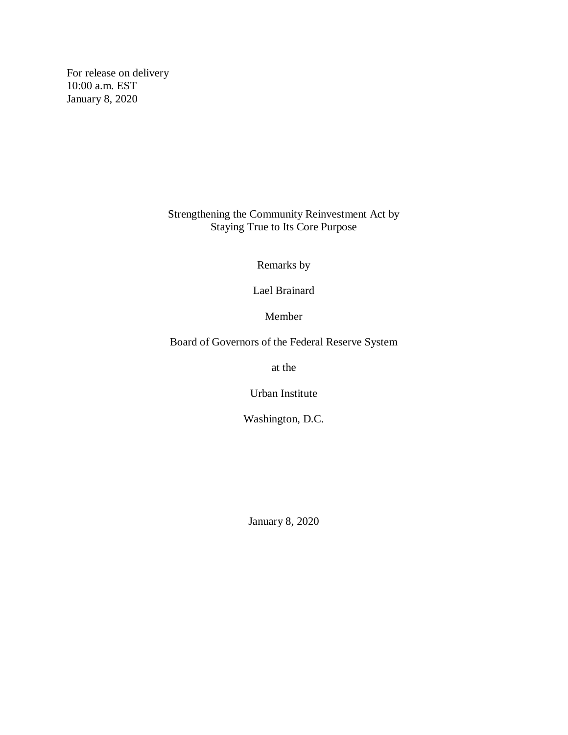For release on delivery
10:00 a.m. EST
January 8, 2020

# Strengthening the Community Reinvestment Act by Staying True to Its Core Purpose

Remarks by

Lael Brainard

Member

Board of Governors of the Federal Reserve System

at the

Urban Institute

Washington, D.C.

January 8, 2020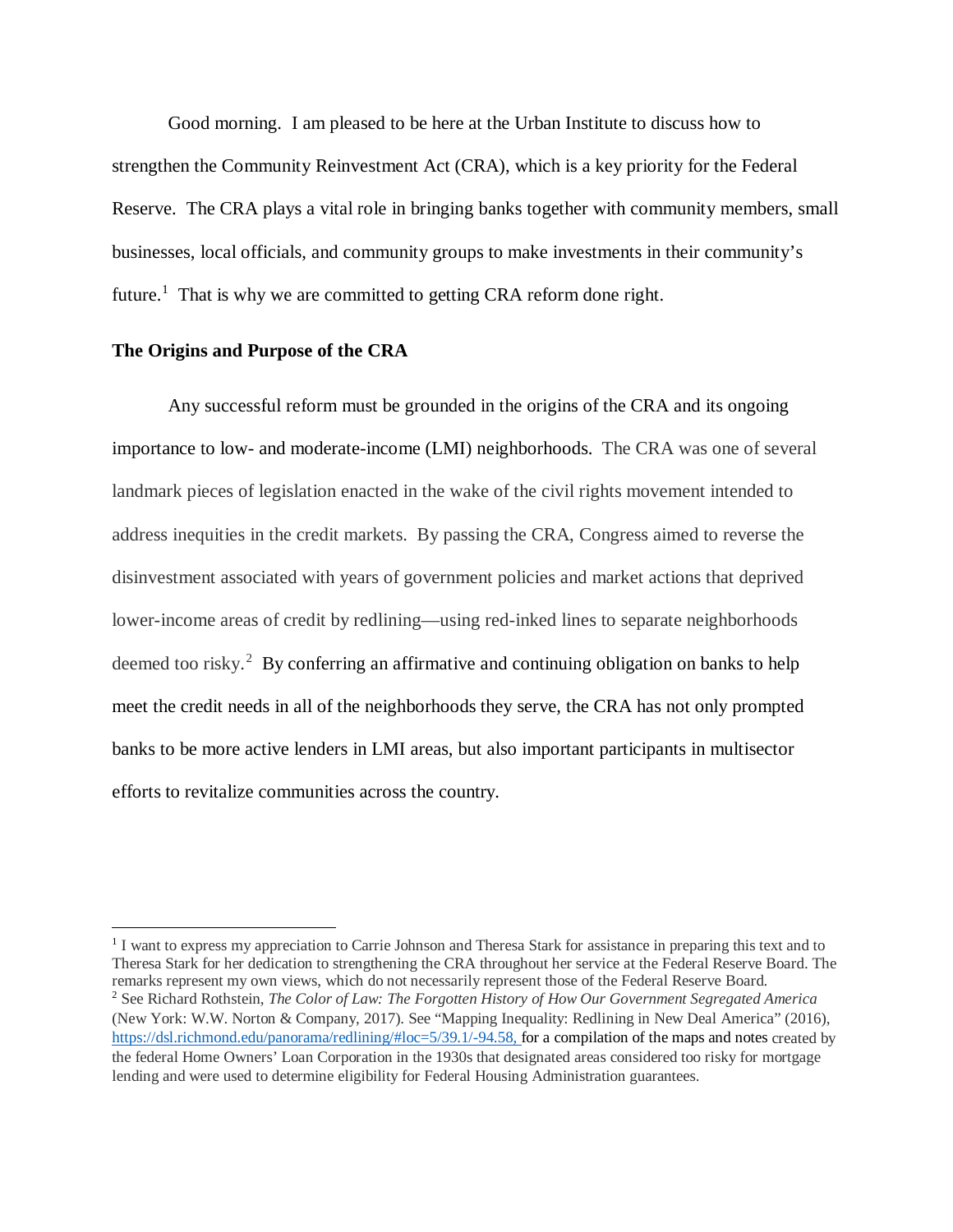Good morning. I am pleased to be here at the Urban Institute to discuss how to strengthen the Community Reinvestment Act (CRA), which is a key priority for the Federal Reserve. The CRA plays a vital role in bringing banks together with community members, small businesses, local officials, and community groups to make investments in their community's future.[1] That is why we are committed to getting CRA reform done right.

**The Origins and Purpose of the CRA**

Any successful reform must be grounded in the origins of the CRA and its ongoing importance to low- and moderate-income (LMI) neighborhoods. The CRA was one of several landmark pieces of legislation enacted in the wake of the civil rights movement intended to address inequities in the credit markets. By passing the CRA, Congress aimed to reverse the disinvestment associated with years of government policies and market actions that deprived lower-income areas of credit by redlining—using red-inked lines to separate neighborhoods deemed too risky.[2] By conferring an affirmative and continuing obligation on banks to help meet the credit needs in all of the neighborhoods they serve, the CRA has not only prompted banks to be more active lenders in LMI areas, but also important participants in multisector efforts to revitalize communities across the country.

---

[1] I want to express my appreciation to Carrie Johnson and Theresa Stark for assistance in preparing this text and to Theresa Stark for her dedication to strengthening the CRA throughout her service at the Federal Reserve Board. The remarks represent my own views, which do not necessarily represent those of the Federal Reserve Board.

[2] See Richard Rothstein, *The Color of Law: The Forgotten History of How Our Government Segregated America* (New York: W.W. Norton & Company, 2017). See "Mapping Inequality: Redlining in New Deal America" (2016), https://dsl.richmond.edu/panorama/redlining/#loc=5/39.1/-94.58, for a compilation of the maps and notes created by the federal Home Owners' Loan Corporation in the 1930s that designated areas considered too risky for mortgage lending and were used to determine eligibility for Federal Housing Administration guarantees.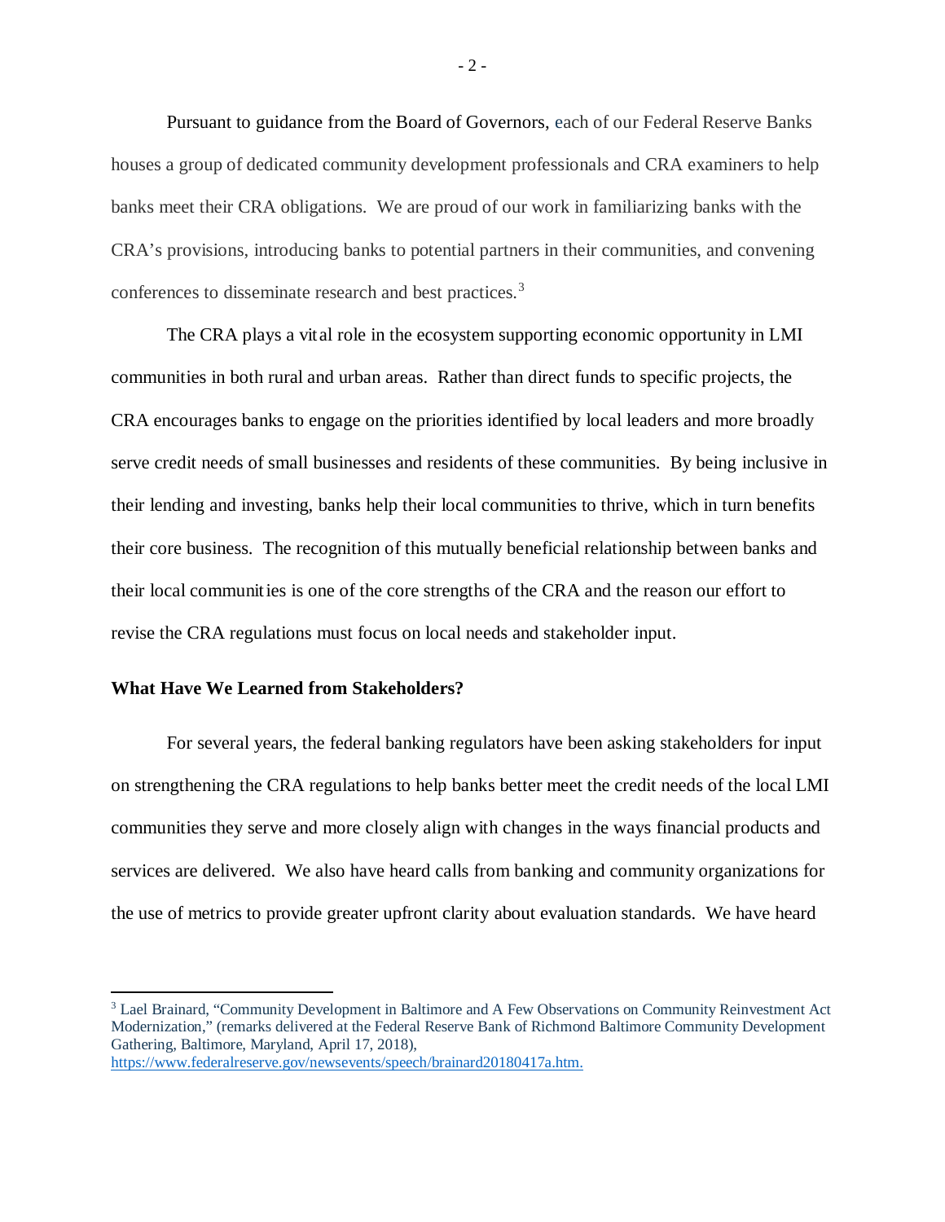Pursuant to guidance from the Board of Governors, each of our Federal Reserve Banks houses a group of dedicated community development professionals and CRA examiners to help banks meet their CRA obligations. We are proud of our work in familiarizing banks with the CRA's provisions, introducing banks to potential partners in their communities, and convening conferences to disseminate research and best practices.[3]

The CRA plays a vital role in the ecosystem supporting economic opportunity in LMI communities in both rural and urban areas. Rather than direct funds to specific projects, the CRA encourages banks to engage on the priorities identified by local leaders and more broadly serve credit needs of small businesses and residents of these communities. By being inclusive in their lending and investing, banks help their local communities to thrive, which in turn benefits their core business. The recognition of this mutually beneficial relationship between banks and their local communities is one of the core strengths of the CRA and the reason our effort to revise the CRA regulations must focus on local needs and stakeholder input.

**What Have We Learned from Stakeholders?**

For several years, the federal banking regulators have been asking stakeholders for input on strengthening the CRA regulations to help banks better meet the credit needs of the local LMI communities they serve and more closely align with changes in the ways financial products and services are delivered. We also have heard calls from banking and community organizations for the use of metrics to provide greater upfront clarity about evaluation standards. We have heard

---

[3] Lael Brainard, "Community Development in Baltimore and A Few Observations on Community Reinvestment Act Modernization," (remarks delivered at the Federal Reserve Bank of Richmond Baltimore Community Development Gathering, Baltimore, Maryland, April 17, 2018), https://www.federalreserve.gov/newsevents/speech/brainard20180417a.htm.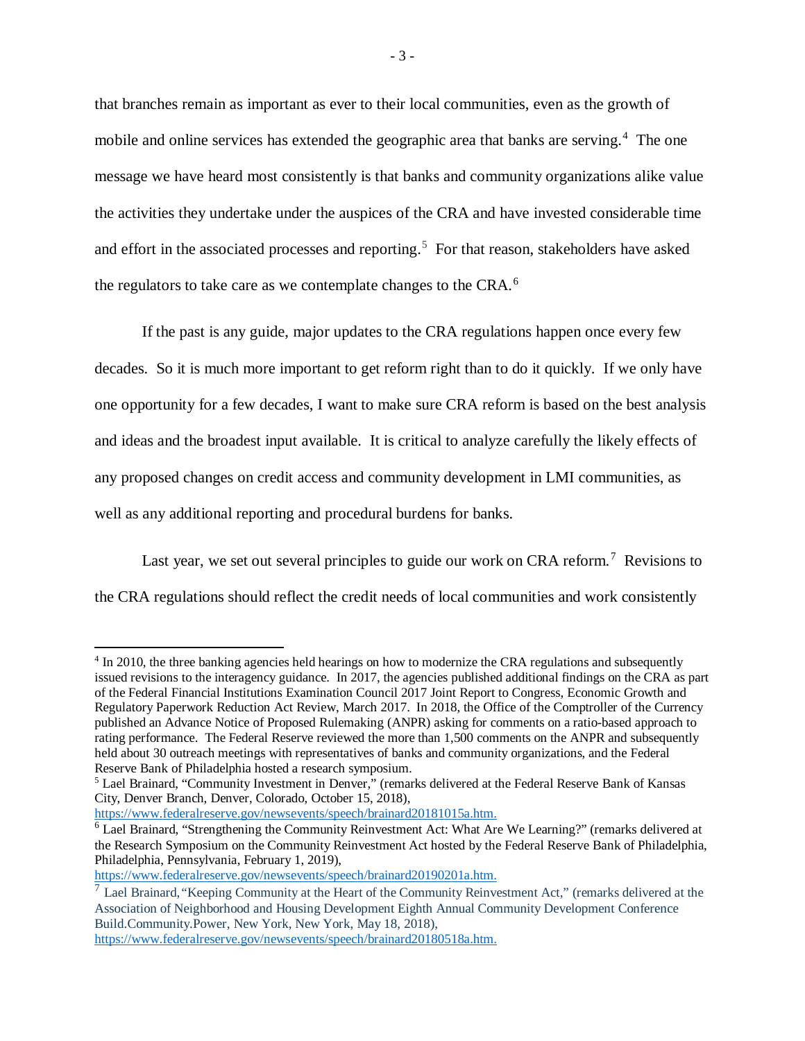that branches remain as important as ever to their local communities, even as the growth of mobile and online services has extended the geographic area that banks are serving.[4] The one message we have heard most consistently is that banks and community organizations alike value the activities they undertake under the auspices of the CRA and have invested considerable time and effort in the associated processes and reporting.[5] For that reason, stakeholders have asked the regulators to take care as we contemplate changes to the CRA.[6]

If the past is any guide, major updates to the CRA regulations happen once every few decades. So it is much more important to get reform right than to do it quickly. If we only have one opportunity for a few decades, I want to make sure CRA reform is based on the best analysis and ideas and the broadest input available. It is critical to analyze carefully the likely effects of any proposed changes on credit access and community development in LMI communities, as well as any additional reporting and procedural burdens for banks.

Last year, we set out several principles to guide our work on CRA reform.[7] Revisions to the CRA regulations should reflect the credit needs of local communities and work consistently

---

[4] In 2010, the three banking agencies held hearings on how to modernize the CRA regulations and subsequently issued revisions to the interagency guidance. In 2017, the agencies published additional findings on the CRA as part of the Federal Financial Institutions Examination Council 2017 Joint Report to Congress, Economic Growth and Regulatory Paperwork Reduction Act Review, March 2017. In 2018, the Office of the Comptroller of the Currency published an Advance Notice of Proposed Rulemaking (ANPR) asking for comments on a ratio-based approach to rating performance. The Federal Reserve reviewed the more than 1,500 comments on the ANPR and subsequently held about 30 outreach meetings with representatives of banks and community organizations, and the Federal Reserve Bank of Philadelphia hosted a research symposium.

[5] Lael Brainard, "Community Investment in Denver," (remarks delivered at the Federal Reserve Bank of Kansas City, Denver Branch, Denver, Colorado, October 15, 2018), https://www.federalreserve.gov/newsevents/speech/brainard20181015a.htm.

[6] Lael Brainard, "Strengthening the Community Reinvestment Act: What Are We Learning?" (remarks delivered at the Research Symposium on the Community Reinvestment Act hosted by the Federal Reserve Bank of Philadelphia, Philadelphia, Pennsylvania, February 1, 2019), https://www.federalreserve.gov/newsevents/speech/brainard20190201a.htm.

[7] Lael Brainard, "Keeping Community at the Heart of the Community Reinvestment Act," (remarks delivered at the Association of Neighborhood and Housing Development Eighth Annual Community Development Conference Build.Community.Power, New York, New York, May 18, 2018), https://www.federalreserve.gov/newsevents/speech/brainard20180518a.htm.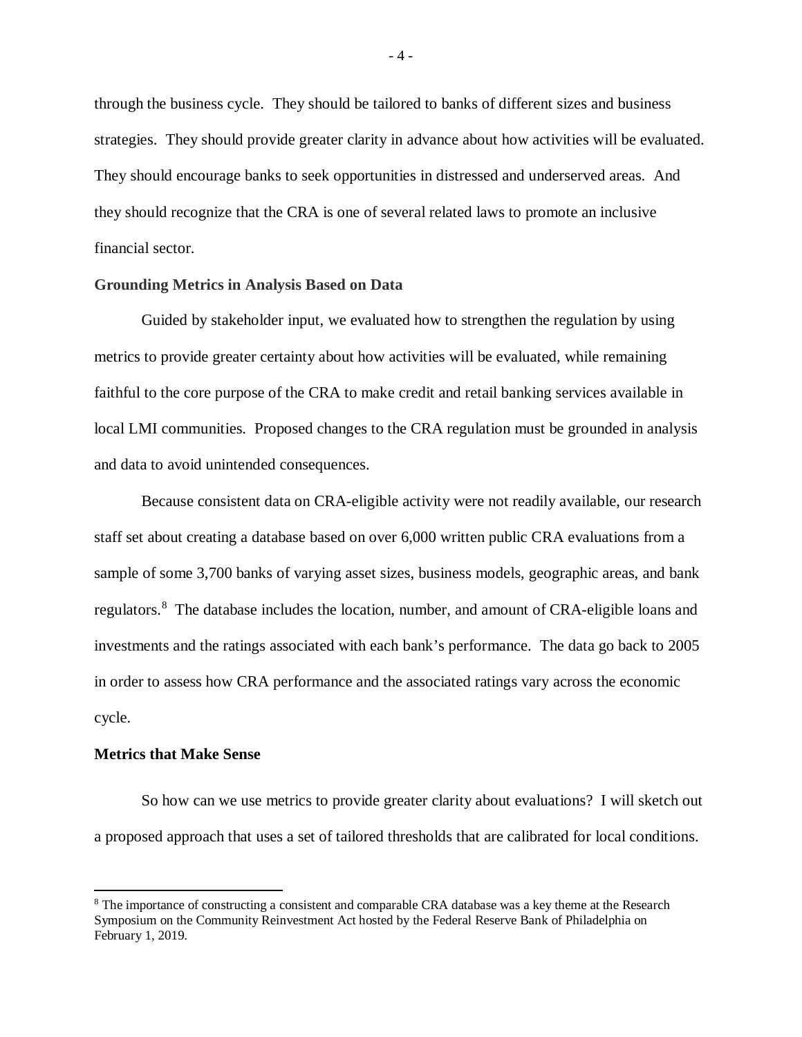through the business cycle. They should be tailored to banks of different sizes and business strategies. They should provide greater clarity in advance about how activities will be evaluated. They should encourage banks to seek opportunities in distressed and underserved areas. And they should recognize that the CRA is one of several related laws to promote an inclusive financial sector.

**Grounding Metrics in Analysis Based on Data**

Guided by stakeholder input, we evaluated how to strengthen the regulation by using metrics to provide greater certainty about how activities will be evaluated, while remaining faithful to the core purpose of the CRA to make credit and retail banking services available in local LMI communities. Proposed changes to the CRA regulation must be grounded in analysis and data to avoid unintended consequences.

Because consistent data on CRA-eligible activity were not readily available, our research staff set about creating a database based on over 6,000 written public CRA evaluations from a sample of some 3,700 banks of varying asset sizes, business models, geographic areas, and bank regulators.[8] The database includes the location, number, and amount of CRA-eligible loans and investments and the ratings associated with each bank's performance. The data go back to 2005 in order to assess how CRA performance and the associated ratings vary across the economic cycle.

**Metrics that Make Sense**

So how can we use metrics to provide greater clarity about evaluations? I will sketch out a proposed approach that uses a set of tailored thresholds that are calibrated for local conditions.

---

[8] The importance of constructing a consistent and comparable CRA database was a key theme at the Research Symposium on the Community Reinvestment Act hosted by the Federal Reserve Bank of Philadelphia on February 1, 2019.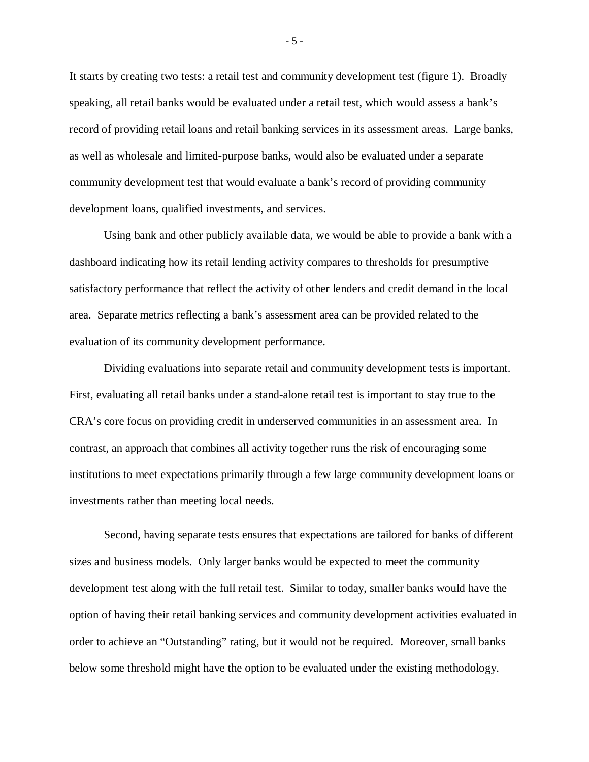It starts by creating two tests: a retail test and community development test (figure 1). Broadly speaking, all retail banks would be evaluated under a retail test, which would assess a bank's record of providing retail loans and retail banking services in its assessment areas. Large banks, as well as wholesale and limited-purpose banks, would also be evaluated under a separate community development test that would evaluate a bank's record of providing community development loans, qualified investments, and services.

Using bank and other publicly available data, we would be able to provide a bank with a dashboard indicating how its retail lending activity compares to thresholds for presumptive satisfactory performance that reflect the activity of other lenders and credit demand in the local area. Separate metrics reflecting a bank's assessment area can be provided related to the evaluation of its community development performance.

Dividing evaluations into separate retail and community development tests is important. First, evaluating all retail banks under a stand-alone retail test is important to stay true to the CRA's core focus on providing credit in underserved communities in an assessment area. In contrast, an approach that combines all activity together runs the risk of encouraging some institutions to meet expectations primarily through a few large community development loans or investments rather than meeting local needs.

Second, having separate tests ensures that expectations are tailored for banks of different sizes and business models. Only larger banks would be expected to meet the community development test along with the full retail test. Similar to today, smaller banks would have the option of having their retail banking services and community development activities evaluated in order to achieve an "Outstanding" rating, but it would not be required. Moreover, small banks below some threshold might have the option to be evaluated under the existing methodology.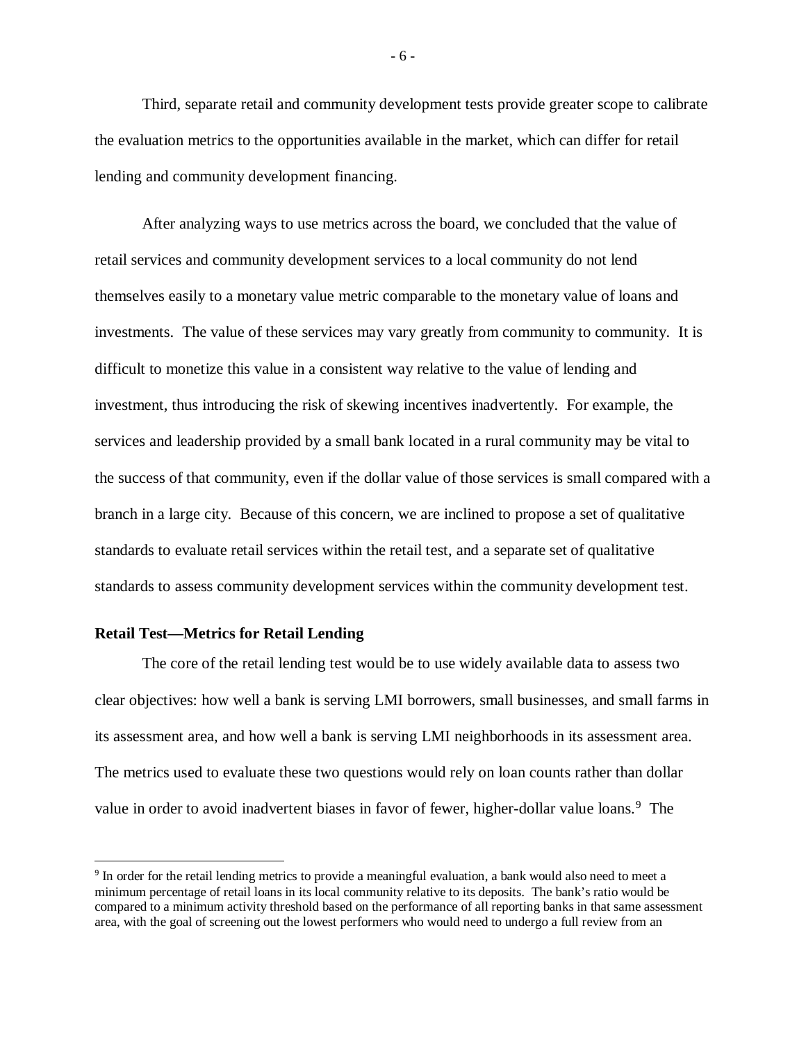Third, separate retail and community development tests provide greater scope to calibrate the evaluation metrics to the opportunities available in the market, which can differ for retail lending and community development financing.

After analyzing ways to use metrics across the board, we concluded that the value of retail services and community development services to a local community do not lend themselves easily to a monetary value metric comparable to the monetary value of loans and investments. The value of these services may vary greatly from community to community. It is difficult to monetize this value in a consistent way relative to the value of lending and investment, thus introducing the risk of skewing incentives inadvertently. For example, the services and leadership provided by a small bank located in a rural community may be vital to the success of that community, even if the dollar value of those services is small compared with a branch in a large city. Because of this concern, we are inclined to propose a set of qualitative standards to evaluate retail services within the retail test, and a separate set of qualitative standards to assess community development services within the community development test.

**Retail Test—Metrics for Retail Lending**

The core of the retail lending test would be to use widely available data to assess two clear objectives: how well a bank is serving LMI borrowers, small businesses, and small farms in its assessment area, and how well a bank is serving LMI neighborhoods in its assessment area. The metrics used to evaluate these two questions would rely on loan counts rather than dollar value in order to avoid inadvertent biases in favor of fewer, higher-dollar value loans.[9] The

---

[9] In order for the retail lending metrics to provide a meaningful evaluation, a bank would also need to meet a minimum percentage of retail loans in its local community relative to its deposits. The bank's ratio would be compared to a minimum activity threshold based on the performance of all reporting banks in that same assessment area, with the goal of screening out the lowest performers who would need to undergo a full review from an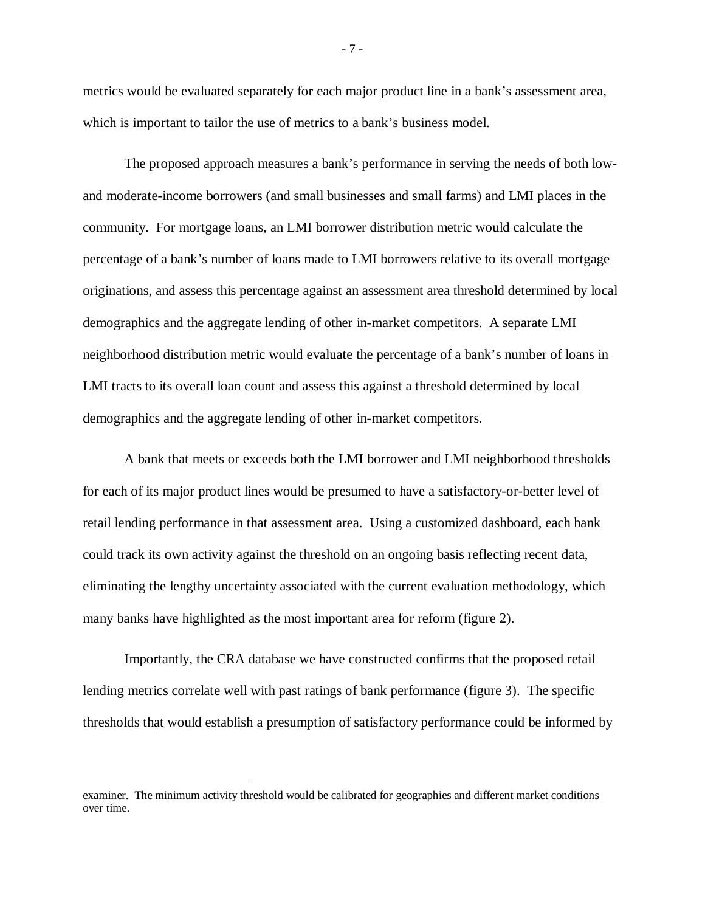metrics would be evaluated separately for each major product line in a bank's assessment area, which is important to tailor the use of metrics to a bank's business model.

The proposed approach measures a bank's performance in serving the needs of both low- and moderate-income borrowers (and small businesses and small farms) and LMI places in the community. For mortgage loans, an LMI borrower distribution metric would calculate the percentage of a bank's number of loans made to LMI borrowers relative to its overall mortgage originations, and assess this percentage against an assessment area threshold determined by local demographics and the aggregate lending of other in-market competitors. A separate LMI neighborhood distribution metric would evaluate the percentage of a bank's number of loans in LMI tracts to its overall loan count and assess this against a threshold determined by local demographics and the aggregate lending of other in-market competitors.

A bank that meets or exceeds both the LMI borrower and LMI neighborhood thresholds for each of its major product lines would be presumed to have a satisfactory-or-better level of retail lending performance in that assessment area. Using a customized dashboard, each bank could track its own activity against the threshold on an ongoing basis reflecting recent data, eliminating the lengthy uncertainty associated with the current evaluation methodology, which many banks have highlighted as the most important area for reform (figure 2).

Importantly, the CRA database we have constructed confirms that the proposed retail lending metrics correlate well with past ratings of bank performance (figure 3). The specific thresholds that would establish a presumption of satisfactory performance could be informed by

---

examiner. The minimum activity threshold would be calibrated for geographies and different market conditions over time.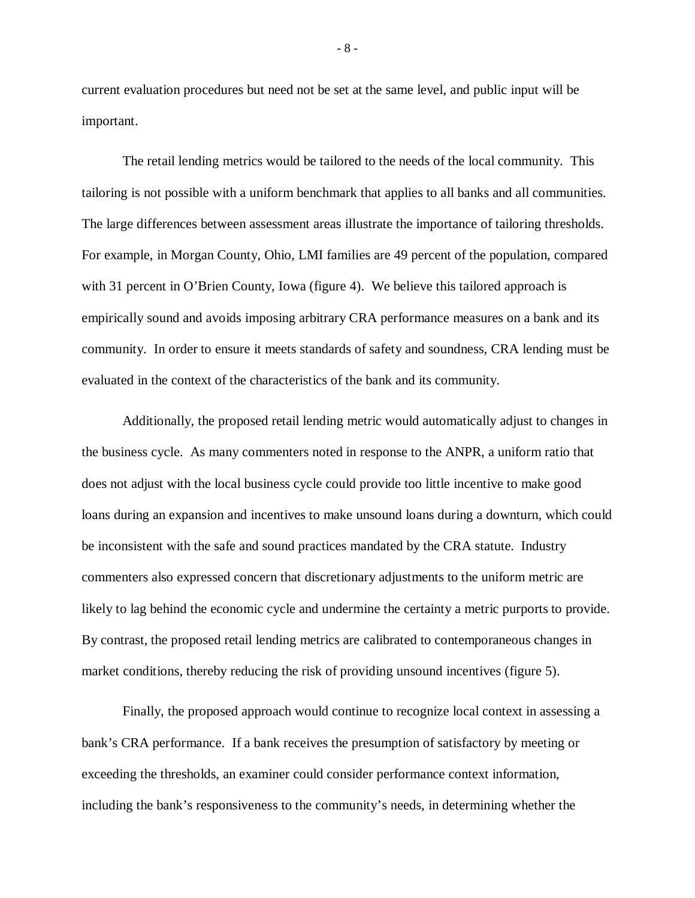current evaluation procedures but need not be set at the same level, and public input will be important.

The retail lending metrics would be tailored to the needs of the local community. This tailoring is not possible with a uniform benchmark that applies to all banks and all communities. The large differences between assessment areas illustrate the importance of tailoring thresholds. For example, in Morgan County, Ohio, LMI families are 49 percent of the population, compared with 31 percent in O'Brien County, Iowa (figure 4). We believe this tailored approach is empirically sound and avoids imposing arbitrary CRA performance measures on a bank and its community. In order to ensure it meets standards of safety and soundness, CRA lending must be evaluated in the context of the characteristics of the bank and its community.

Additionally, the proposed retail lending metric would automatically adjust to changes in the business cycle. As many commenters noted in response to the ANPR, a uniform ratio that does not adjust with the local business cycle could provide too little incentive to make good loans during an expansion and incentives to make unsound loans during a downturn, which could be inconsistent with the safe and sound practices mandated by the CRA statute. Industry commenters also expressed concern that discretionary adjustments to the uniform metric are likely to lag behind the economic cycle and undermine the certainty a metric purports to provide. By contrast, the proposed retail lending metrics are calibrated to contemporaneous changes in market conditions, thereby reducing the risk of providing unsound incentives (figure 5).

Finally, the proposed approach would continue to recognize local context in assessing a bank's CRA performance. If a bank receives the presumption of satisfactory by meeting or exceeding the thresholds, an examiner could consider performance context information, including the bank's responsiveness to the community's needs, in determining whether the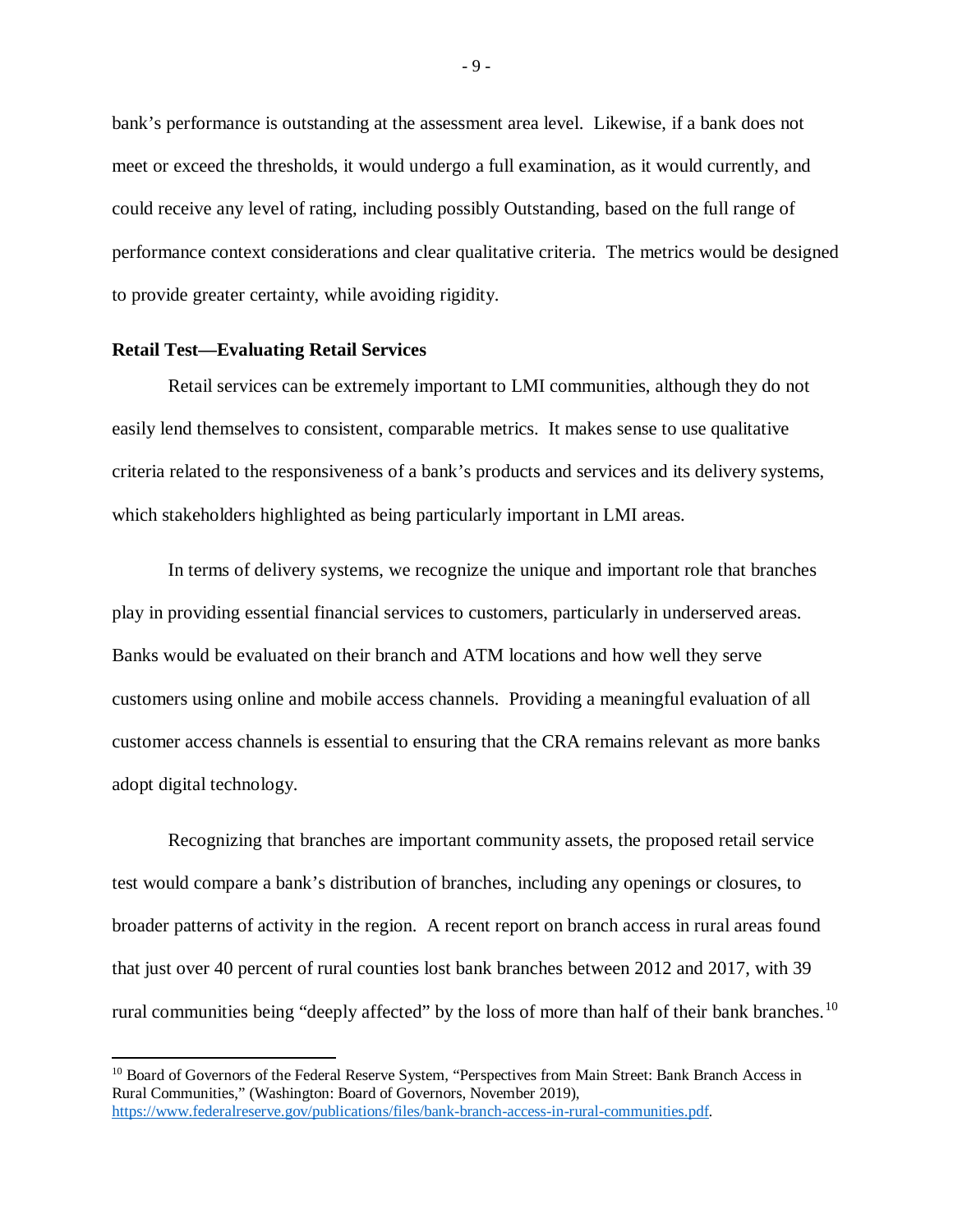bank's performance is outstanding at the assessment area level. Likewise, if a bank does not meet or exceed the thresholds, it would undergo a full examination, as it would currently, and could receive any level of rating, including possibly Outstanding, based on the full range of performance context considerations and clear qualitative criteria. The metrics would be designed to provide greater certainty, while avoiding rigidity.

**Retail Test—Evaluating Retail Services**

Retail services can be extremely important to LMI communities, although they do not easily lend themselves to consistent, comparable metrics. It makes sense to use qualitative criteria related to the responsiveness of a bank's products and services and its delivery systems, which stakeholders highlighted as being particularly important in LMI areas.

In terms of delivery systems, we recognize the unique and important role that branches play in providing essential financial services to customers, particularly in underserved areas. Banks would be evaluated on their branch and ATM locations and how well they serve customers using online and mobile access channels. Providing a meaningful evaluation of all customer access channels is essential to ensuring that the CRA remains relevant as more banks adopt digital technology.

Recognizing that branches are important community assets, the proposed retail service test would compare a bank's distribution of branches, including any openings or closures, to broader patterns of activity in the region. A recent report on branch access in rural areas found that just over 40 percent of rural counties lost bank branches between 2012 and 2017, with 39 rural communities being "deeply affected" by the loss of more than half of their bank branches.[10]

---

[10] Board of Governors of the Federal Reserve System, "Perspectives from Main Street: Bank Branch Access in Rural Communities," (Washington: Board of Governors, November 2019), https://www.federalreserve.gov/publications/files/bank-branch-access-in-rural-communities.pdf.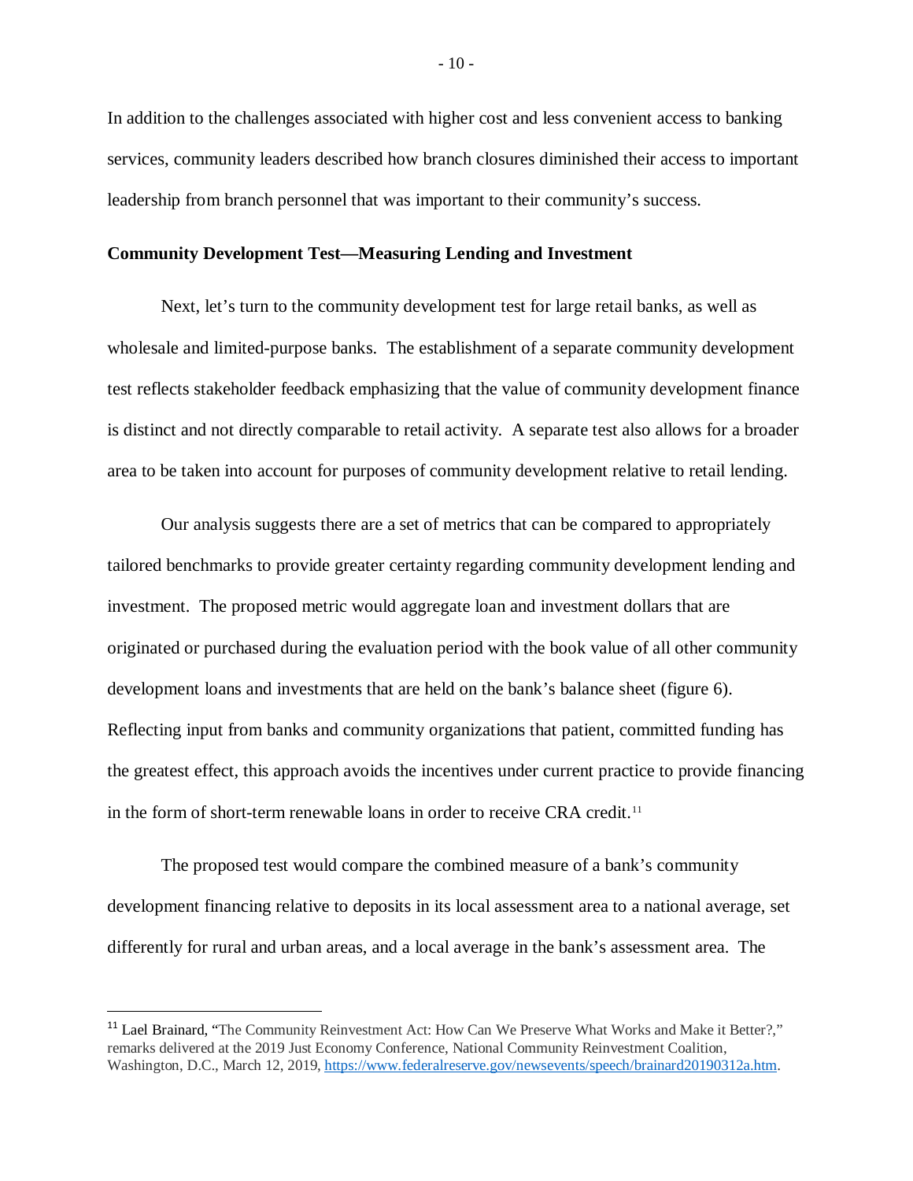In addition to the challenges associated with higher cost and less convenient access to banking services, community leaders described how branch closures diminished their access to important leadership from branch personnel that was important to their community's success.

**Community Development Test—Measuring Lending and Investment**

Next, let's turn to the community development test for large retail banks, as well as wholesale and limited-purpose banks. The establishment of a separate community development test reflects stakeholder feedback emphasizing that the value of community development finance is distinct and not directly comparable to retail activity. A separate test also allows for a broader area to be taken into account for purposes of community development relative to retail lending.

Our analysis suggests there are a set of metrics that can be compared to appropriately tailored benchmarks to provide greater certainty regarding community development lending and investment. The proposed metric would aggregate loan and investment dollars that are originated or purchased during the evaluation period with the book value of all other community development loans and investments that are held on the bank's balance sheet (figure 6). Reflecting input from banks and community organizations that patient, committed funding has the greatest effect, this approach avoids the incentives under current practice to provide financing in the form of short-term renewable loans in order to receive CRA credit.[11]

The proposed test would compare the combined measure of a bank's community development financing relative to deposits in its local assessment area to a national average, set differently for rural and urban areas, and a local average in the bank's assessment area. The

---

[11] Lael Brainard, "The Community Reinvestment Act: How Can We Preserve What Works and Make it Better?," remarks delivered at the 2019 Just Economy Conference, National Community Reinvestment Coalition, Washington, D.C., March 12, 2019, https://www.federalreserve.gov/newsevents/speech/brainard20190312a.htm.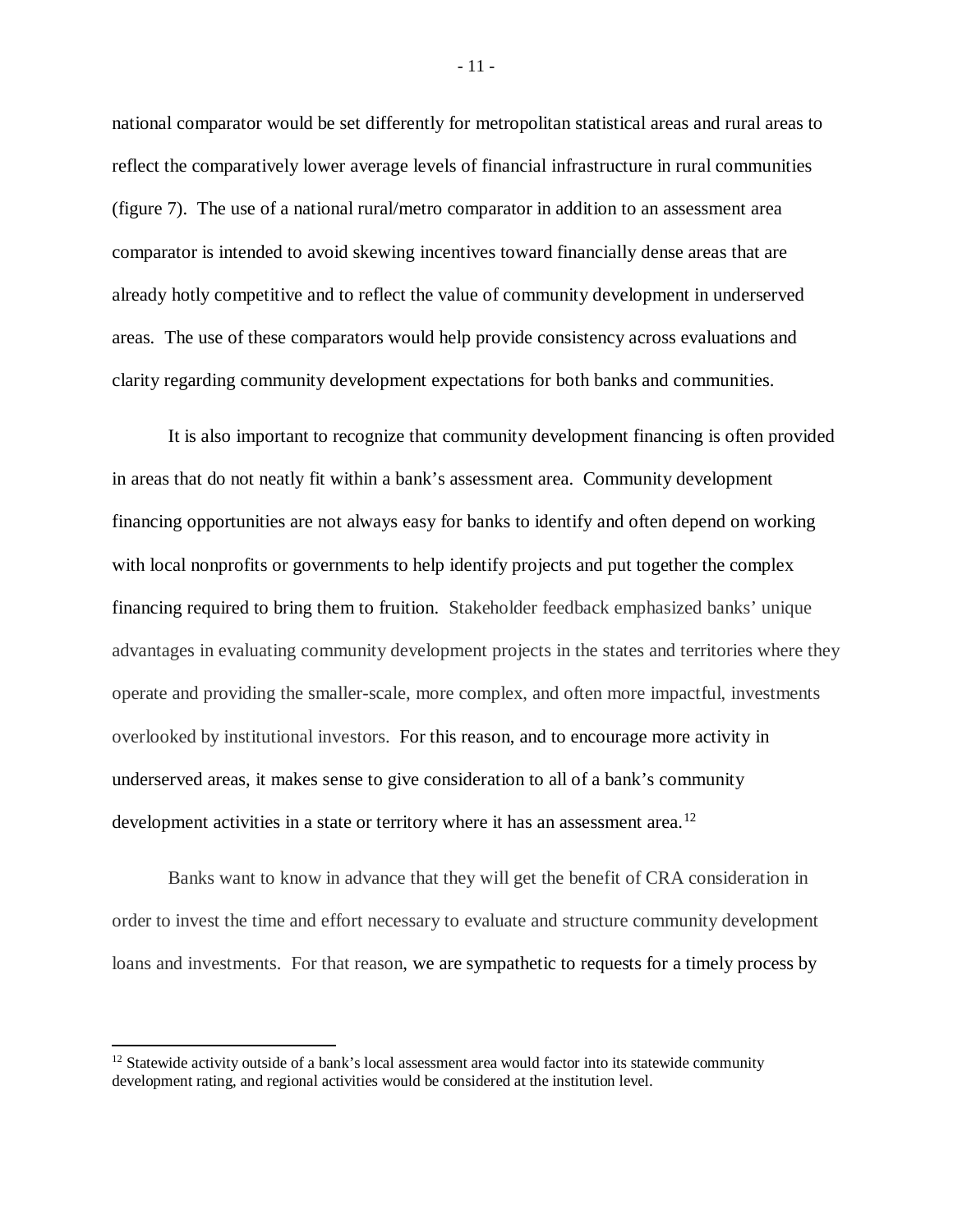national comparator would be set differently for metropolitan statistical areas and rural areas to reflect the comparatively lower average levels of financial infrastructure in rural communities (figure 7). The use of a national rural/metro comparator in addition to an assessment area comparator is intended to avoid skewing incentives toward financially dense areas that are already hotly competitive and to reflect the value of community development in underserved areas. The use of these comparators would help provide consistency across evaluations and clarity regarding community development expectations for both banks and communities.

It is also important to recognize that community development financing is often provided in areas that do not neatly fit within a bank's assessment area. Community development financing opportunities are not always easy for banks to identify and often depend on working with local nonprofits or governments to help identify projects and put together the complex financing required to bring them to fruition. Stakeholder feedback emphasized banks' unique advantages in evaluating community development projects in the states and territories where they operate and providing the smaller-scale, more complex, and often more impactful, investments overlooked by institutional investors. For this reason, and to encourage more activity in underserved areas, it makes sense to give consideration to all of a bank's community development activities in a state or territory where it has an assessment area.[12]

Banks want to know in advance that they will get the benefit of CRA consideration in order to invest the time and effort necessary to evaluate and structure community development loans and investments. For that reason, we are sympathetic to requests for a timely process by

[12] Statewide activity outside of a bank's local assessment area would factor into its statewide community development rating, and regional activities would be considered at the institution level.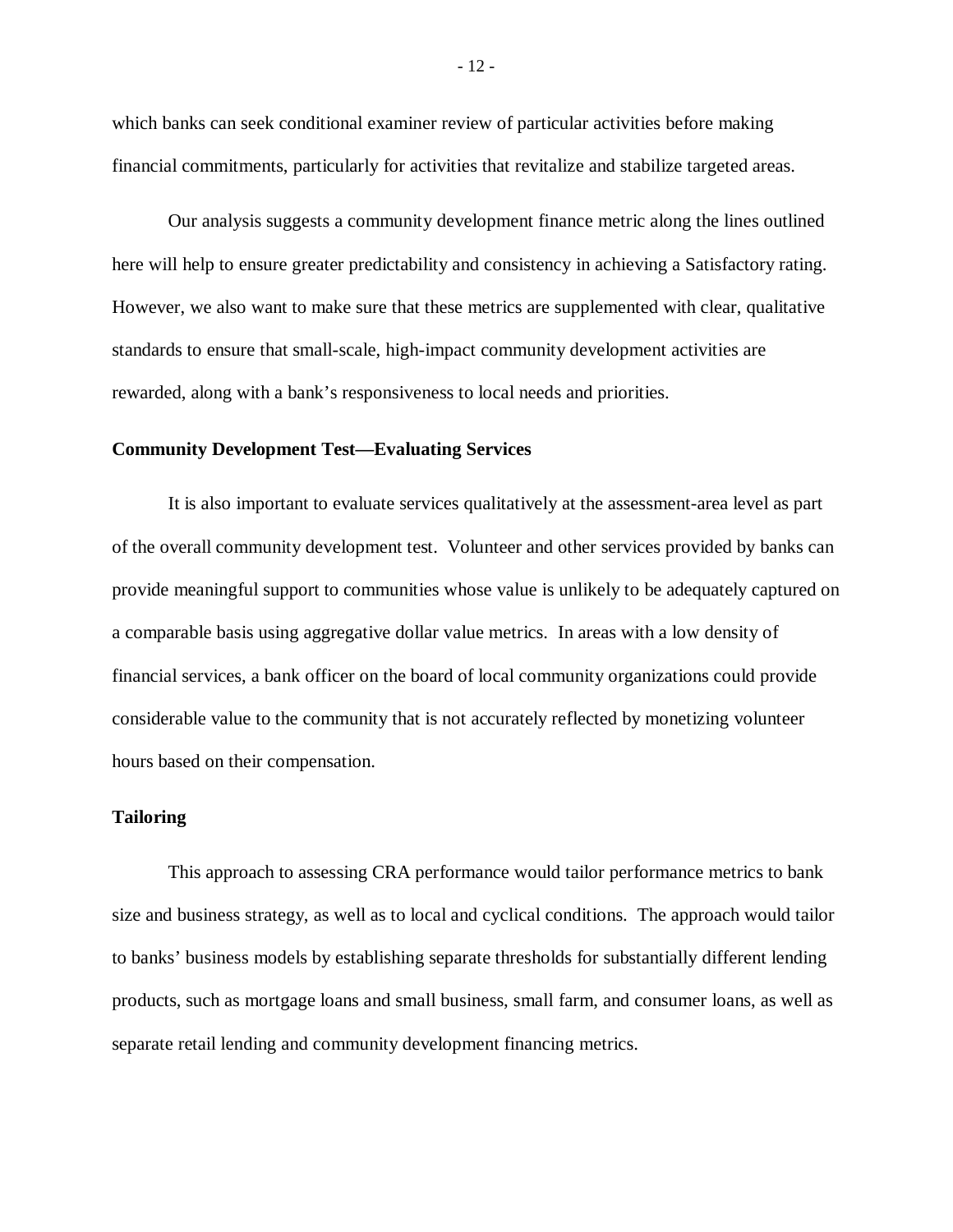which banks can seek conditional examiner review of particular activities before making financial commitments, particularly for activities that revitalize and stabilize targeted areas.

Our analysis suggests a community development finance metric along the lines outlined here will help to ensure greater predictability and consistency in achieving a Satisfactory rating. However, we also want to make sure that these metrics are supplemented with clear, qualitative standards to ensure that small-scale, high-impact community development activities are rewarded, along with a bank's responsiveness to local needs and priorities.

**Community Development Test—Evaluating Services**

It is also important to evaluate services qualitatively at the assessment-area level as part of the overall community development test. Volunteer and other services provided by banks can provide meaningful support to communities whose value is unlikely to be adequately captured on a comparable basis using aggregative dollar value metrics. In areas with a low density of financial services, a bank officer on the board of local community organizations could provide considerable value to the community that is not accurately reflected by monetizing volunteer hours based on their compensation.

**Tailoring**

This approach to assessing CRA performance would tailor performance metrics to bank size and business strategy, as well as to local and cyclical conditions. The approach would tailor to banks' business models by establishing separate thresholds for substantially different lending products, such as mortgage loans and small business, small farm, and consumer loans, as well as separate retail lending and community development financing metrics.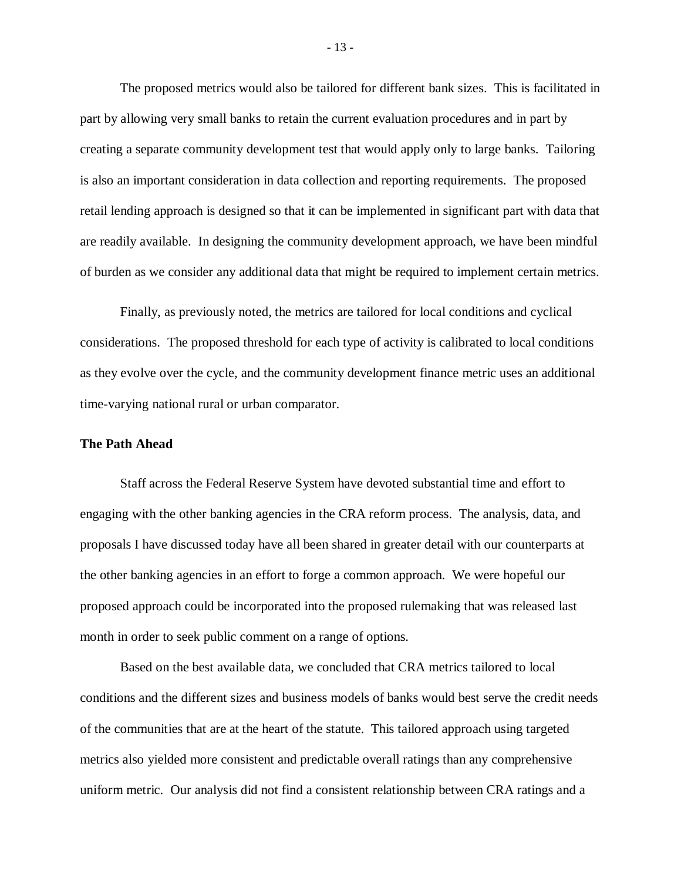The proposed metrics would also be tailored for different bank sizes. This is facilitated in part by allowing very small banks to retain the current evaluation procedures and in part by creating a separate community development test that would apply only to large banks. Tailoring is also an important consideration in data collection and reporting requirements. The proposed retail lending approach is designed so that it can be implemented in significant part with data that are readily available. In designing the community development approach, we have been mindful of burden as we consider any additional data that might be required to implement certain metrics.

Finally, as previously noted, the metrics are tailored for local conditions and cyclical considerations. The proposed threshold for each type of activity is calibrated to local conditions as they evolve over the cycle, and the community development finance metric uses an additional time-varying national rural or urban comparator.

**The Path Ahead**

Staff across the Federal Reserve System have devoted substantial time and effort to engaging with the other banking agencies in the CRA reform process. The analysis, data, and proposals I have discussed today have all been shared in greater detail with our counterparts at the other banking agencies in an effort to forge a common approach. We were hopeful our proposed approach could be incorporated into the proposed rulemaking that was released last month in order to seek public comment on a range of options.

Based on the best available data, we concluded that CRA metrics tailored to local conditions and the different sizes and business models of banks would best serve the credit needs of the communities that are at the heart of the statute. This tailored approach using targeted metrics also yielded more consistent and predictable overall ratings than any comprehensive uniform metric. Our analysis did not find a consistent relationship between CRA ratings and a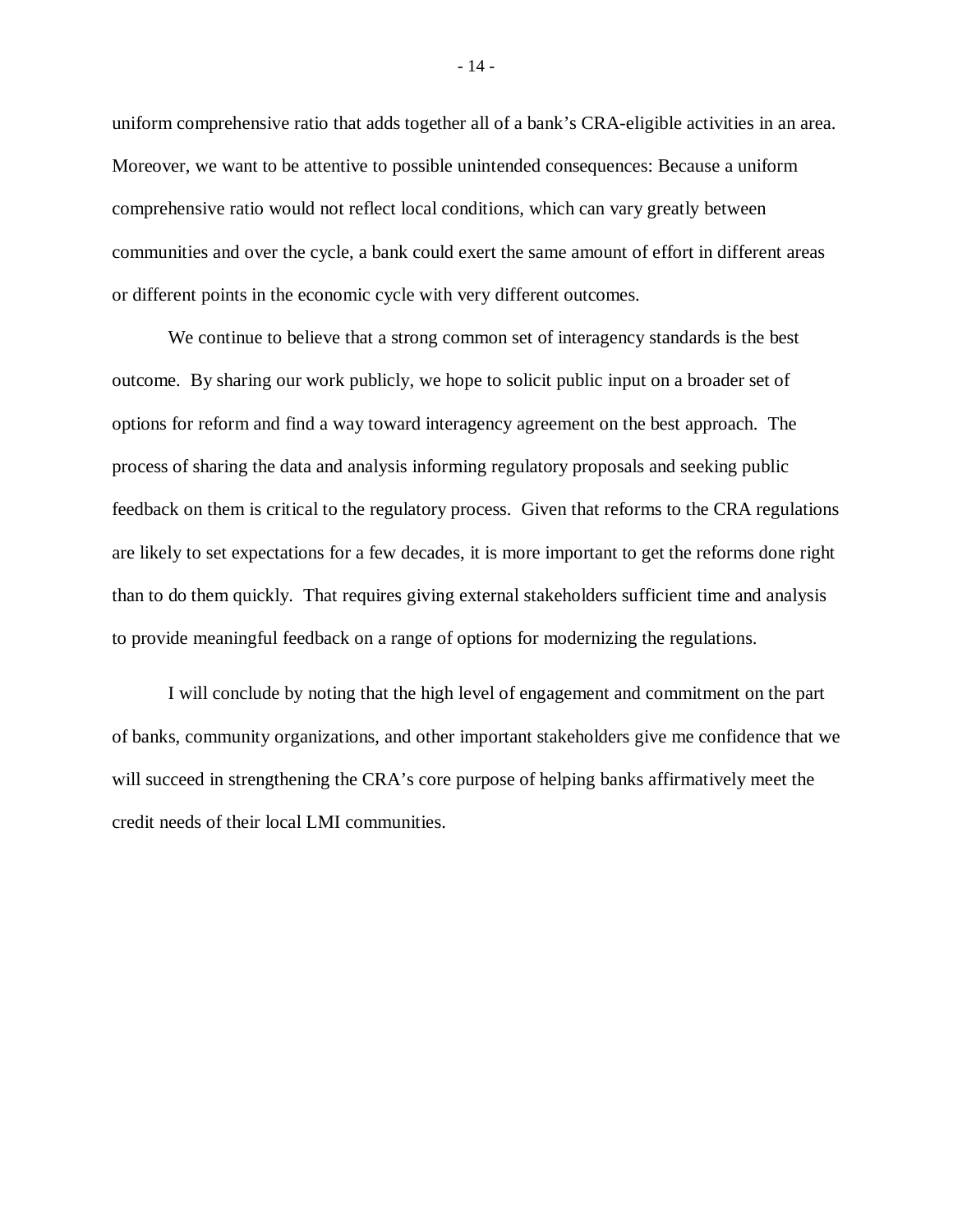uniform comprehensive ratio that adds together all of a bank's CRA-eligible activities in an area. Moreover, we want to be attentive to possible unintended consequences: Because a uniform comprehensive ratio would not reflect local conditions, which can vary greatly between communities and over the cycle, a bank could exert the same amount of effort in different areas or different points in the economic cycle with very different outcomes.

We continue to believe that a strong common set of interagency standards is the best outcome. By sharing our work publicly, we hope to solicit public input on a broader set of options for reform and find a way toward interagency agreement on the best approach. The process of sharing the data and analysis informing regulatory proposals and seeking public feedback on them is critical to the regulatory process. Given that reforms to the CRA regulations are likely to set expectations for a few decades, it is more important to get the reforms done right than to do them quickly. That requires giving external stakeholders sufficient time and analysis to provide meaningful feedback on a range of options for modernizing the regulations.

I will conclude by noting that the high level of engagement and commitment on the part of banks, community organizations, and other important stakeholders give me confidence that we will succeed in strengthening the CRA's core purpose of helping banks affirmatively meet the credit needs of their local LMI communities.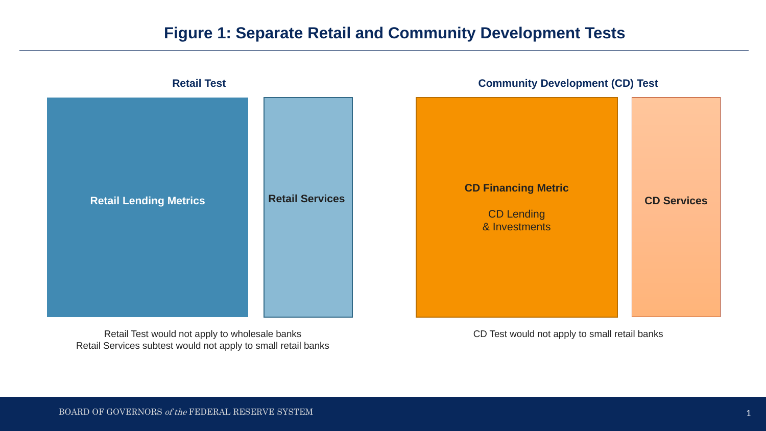# Figure 1: Separate Retail and Community Development Tests

## Retail Test

**Retail Lending Metrics**

**Retail Services**

Retail Test would not apply to wholesale banks
Retail Services subtest would not apply to small retail banks

## Community Development (CD) Test

**CD Financing Metric**

CD Lending
& Investments

**CD Services**

CD Test would not apply to small retail banks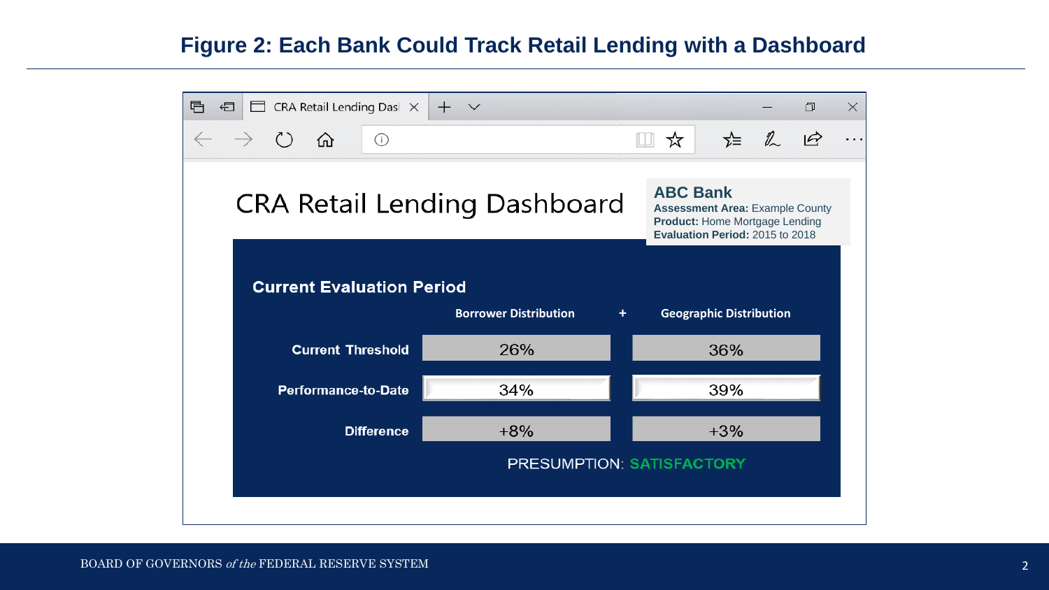## Figure 2: Each Bank Could Track Retail Lending with a Dashboard

# CRA Retail Lending Dashboard

**ABC Bank**
**Assessment Area:** Example County
**Product:** Home Mortgage Lending
**Evaluation Period:** 2015 to 2018

### Current Evaluation Period

| | Borrower Distribution | + | Geographic Distribution |
|---|---|---|---|
| **Current Threshold** | 26% | | 36% |
| **Performance-to-Date** | 34% | | 39% |
| **Difference** | +8% | | +3% |

PRESUMPTION: **SATISFACTORY**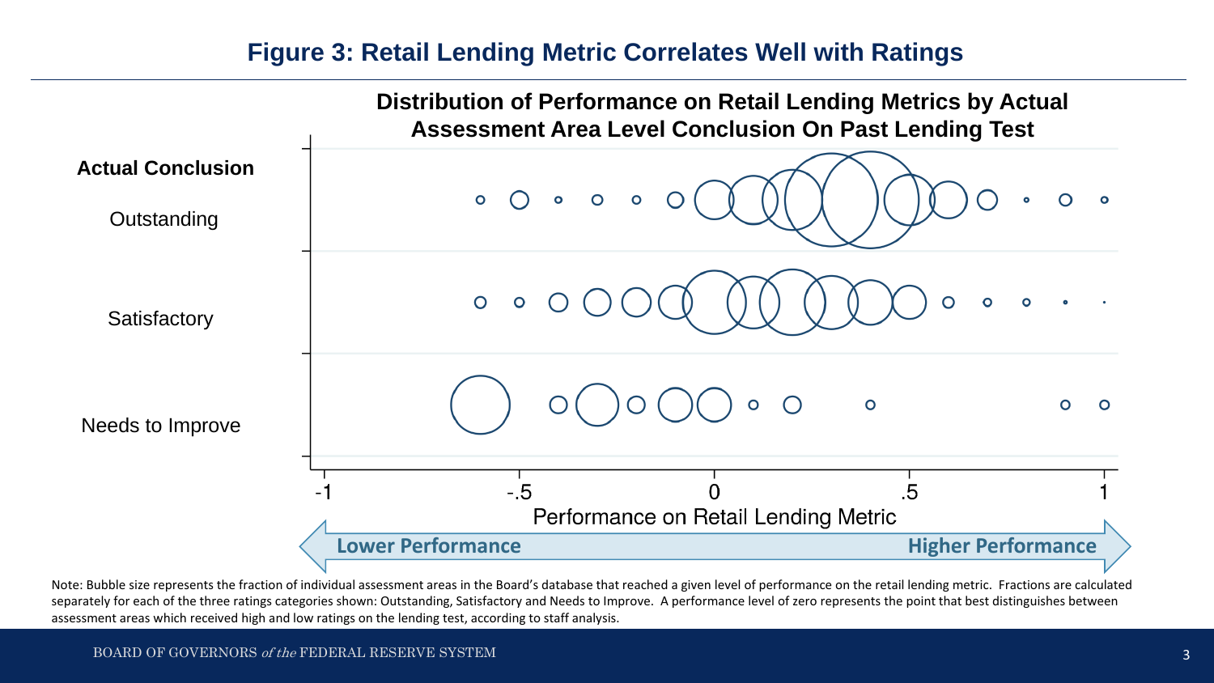# Figure 3: Retail Lending Metric Correlates Well with Ratings

**Distribution of Performance on Retail Lending Metrics by Actual Assessment Area Level Conclusion On Past Lending Test**

**Actual Conclusion**

Outstanding

Satisfactory

Needs to Improve

-1 -.5 0 .5 1

Performance on Retail Lending Metric

**Lower Performance** **Higher Performance**

Note: Bubble size represents the fraction of individual assessment areas in the Board's database that reached a given level of performance on the retail lending metric. Fractions are calculated separately for each of the three ratings categories shown: Outstanding, Satisfactory and Needs to Improve. A performance level of zero represents the point that best distinguishes between assessment areas which received high and low ratings on the lending test, according to staff analysis.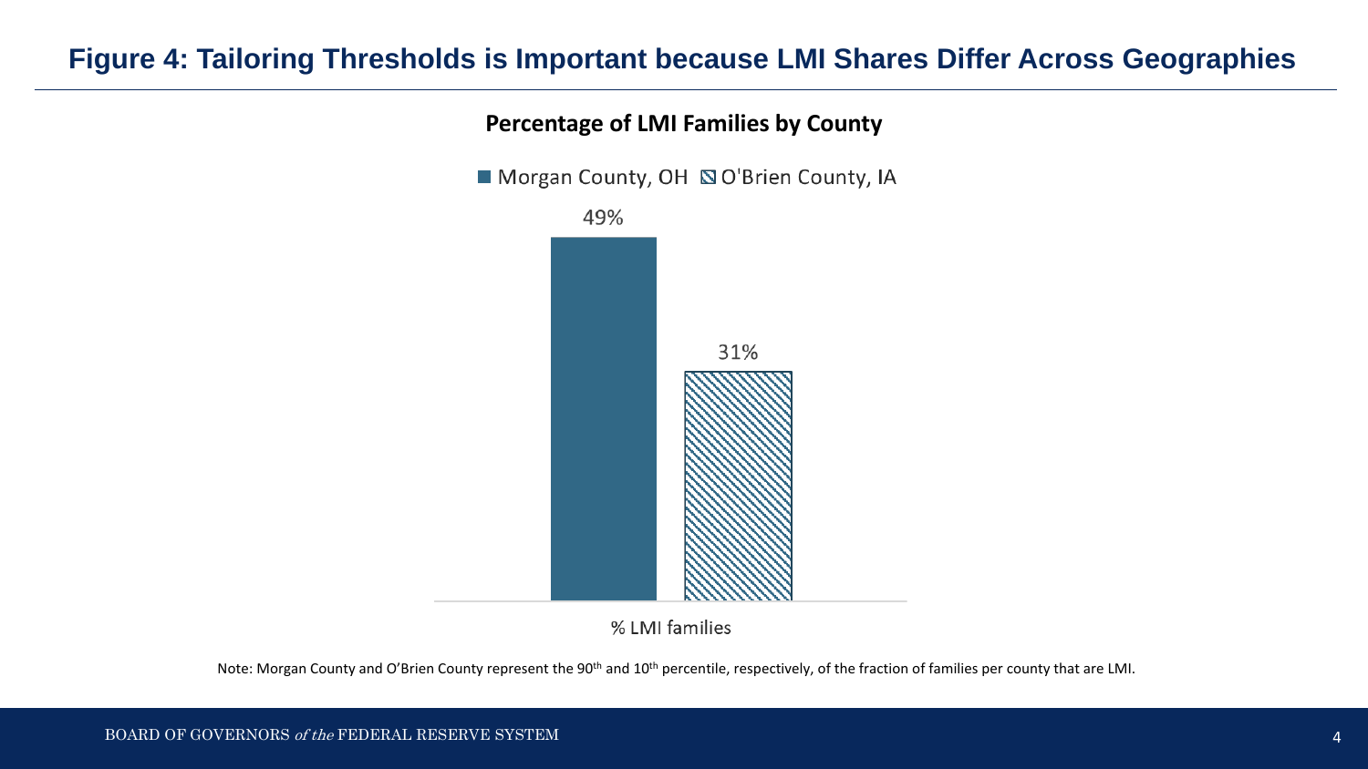# Figure 4: Tailoring Thresholds is Important because LMI Shares Differ Across Geographies

**Percentage of LMI Families by County**

| | Morgan County, OH | O'Brien County, IA |
|---|---|---|
| % LMI families | 49% | 31% |

Note: Morgan County and O'Brien County represent the 90th and 10th percentile, respectively, of the fraction of families per county that are LMI.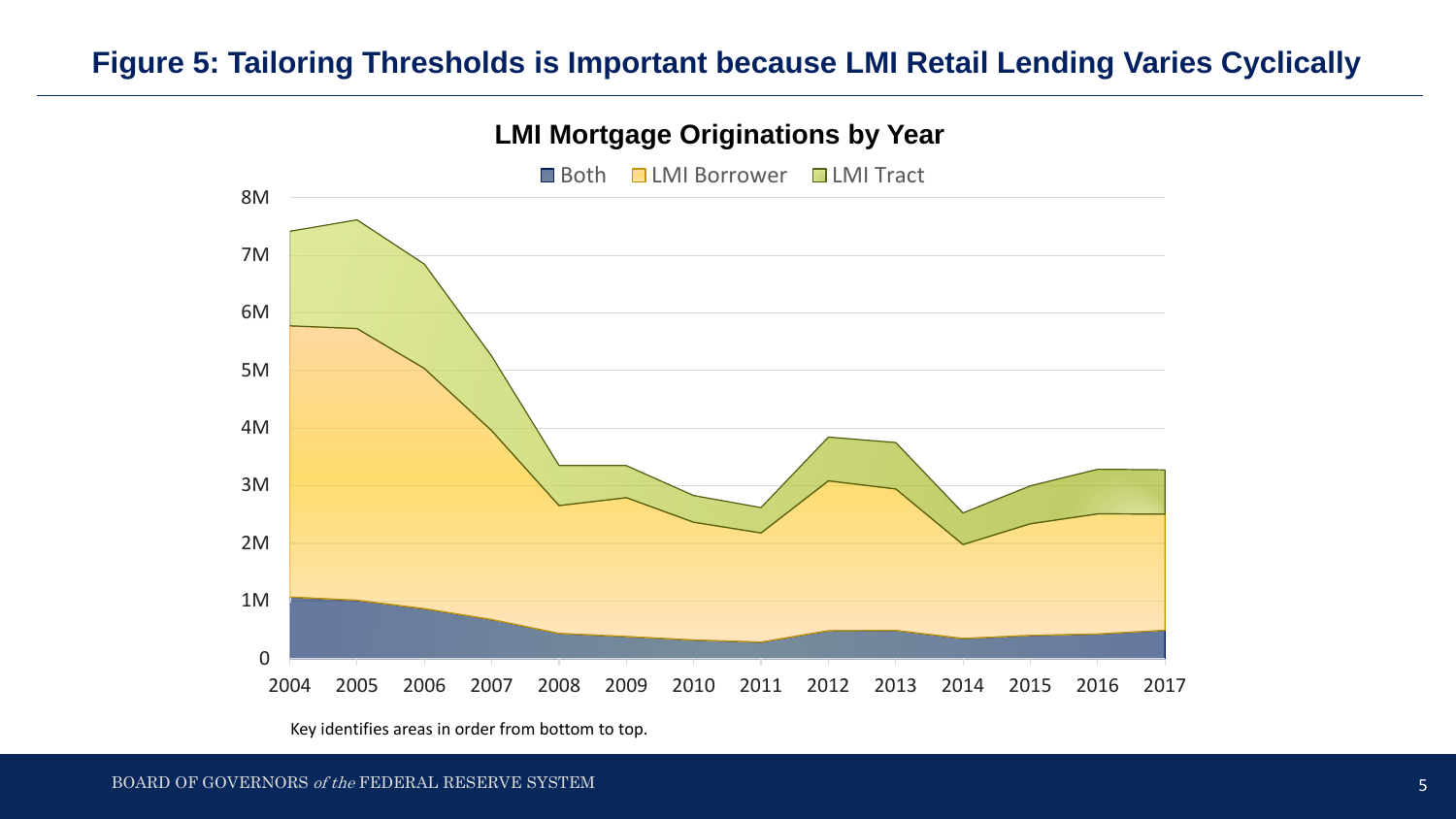## Figure 5: Tailoring Thresholds is Important because LMI Retail Lending Varies Cyclically

**LMI Mortgage Originations by Year**

Both | LMI Borrower | LMI Tract

Key identifies areas in order from bottom to top.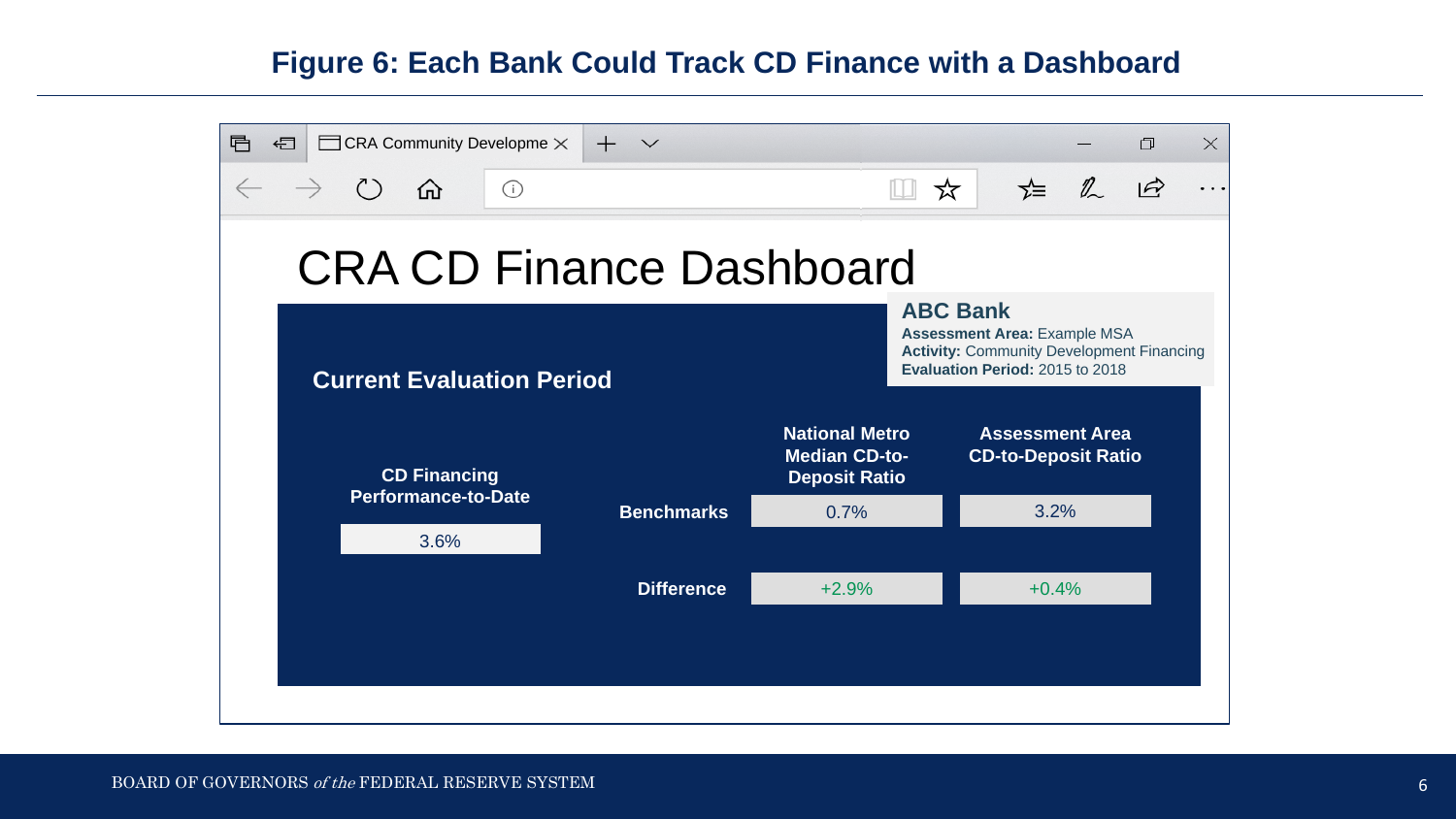## Figure 6: Each Bank Could Track CD Finance with a Dashboard

# CRA CD Finance Dashboard

**ABC Bank**

**Assessment Area:** Example MSA
**Activity:** Community Development Financing
**Evaluation Period:** 2015 to 2018

### Current Evaluation Period

**CD Financing Performance-to-Date**

3.6%

| | National Metro Median CD-to-Deposit Ratio | Assessment Area CD-to-Deposit Ratio |
|---|---|---|
| **Benchmarks** | 0.7% | 3.2% |
| **Difference** | +2.9% | +0.4% |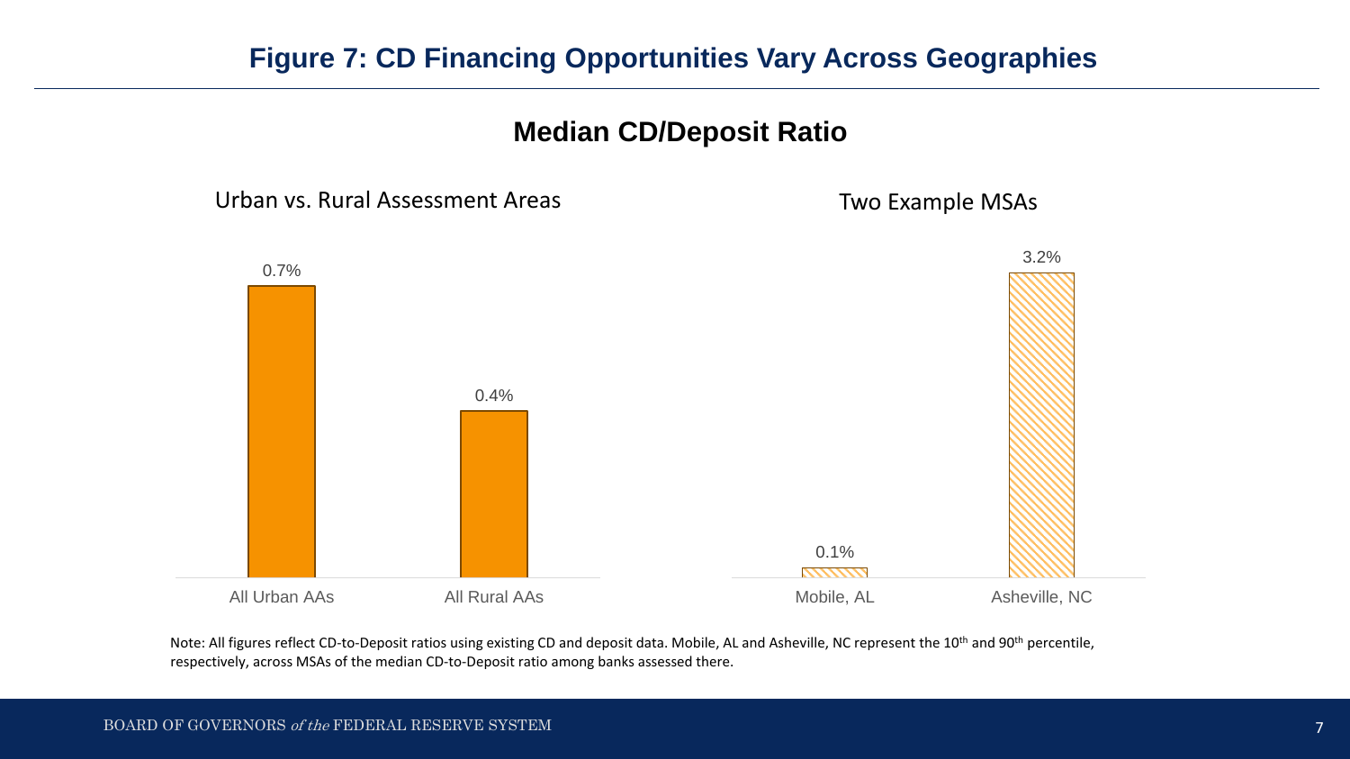# Figure 7: CD Financing Opportunities Vary Across Geographies

## Median CD/Deposit Ratio

Urban vs. Rural Assessment Areas

0.7%

0.4%

All Urban AAs

All Rural AAs

Two Example MSAs

0.1%

3.2%

Mobile, AL

Asheville, NC

Note: All figures reflect CD-to-Deposit ratios using existing CD and deposit data. Mobile, AL and Asheville, NC represent the 10th and 90th percentile, respectively, across MSAs of the median CD-to-Deposit ratio among banks assessed there.